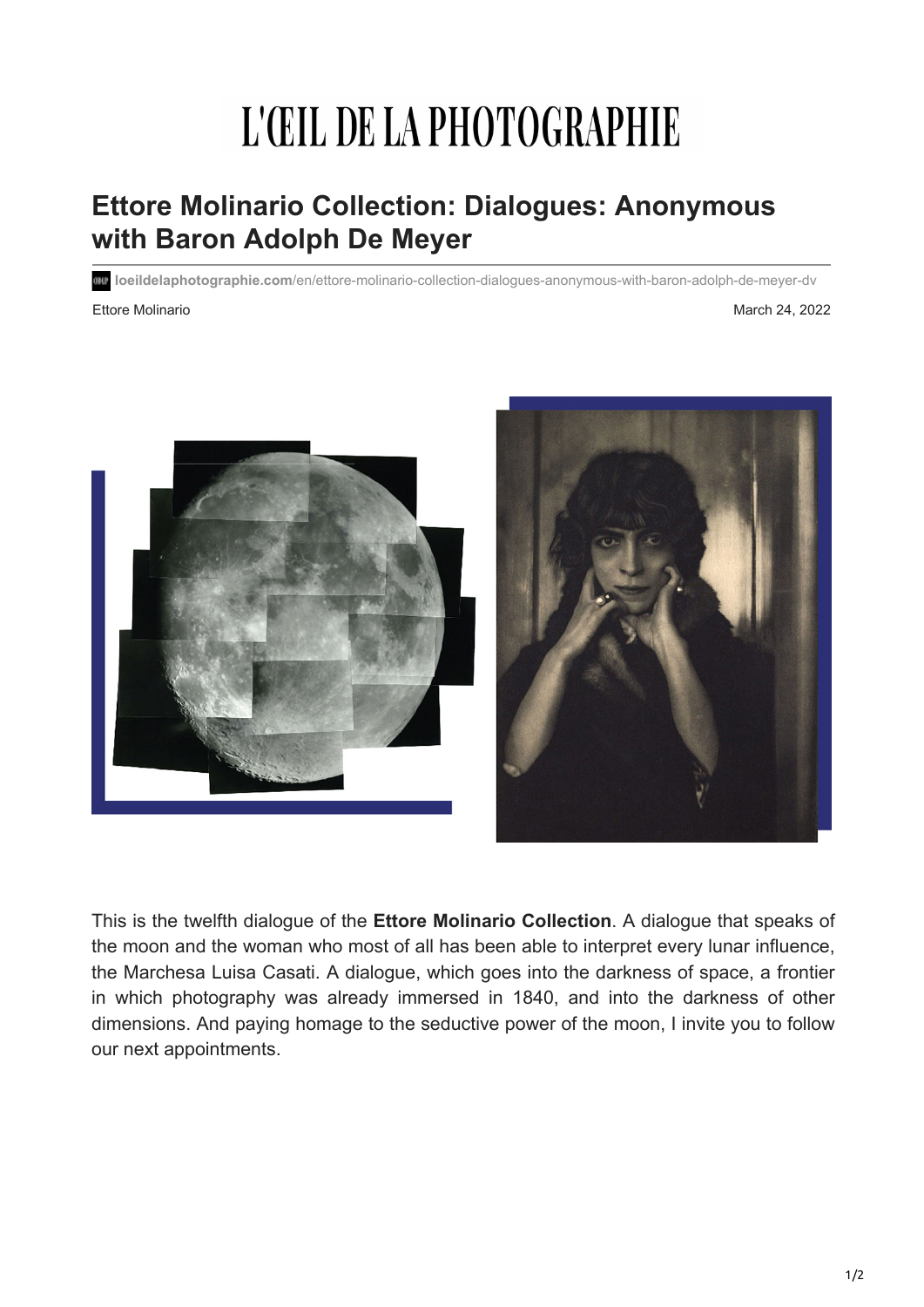L'ŒIL DE LA PHOTOGRAPHIE

# Ettore Molinario Collection: Dialogues: Anonymous with Baron Adolph De Meyer

**loeildelaphotographie.com**/en/ettore-molinario-collection-dialogues-anonymous-with-baron-adolph-de-meyer-dv

Ettore Molinario

March 24, 2022

This is the twelfth dialogue of the **Ettore Molinario Collection**. A dialogue that speaks of the moon and the woman who most of all has been able to interpret every lunar influence, the Marchesa Luisa Casati. A dialogue, which goes into the darkness of space, a frontier in which photography was already immersed in 1840, and into the darkness of other dimensions. And paying homage to the seductive power of the moon, I invite you to follow our next appointments.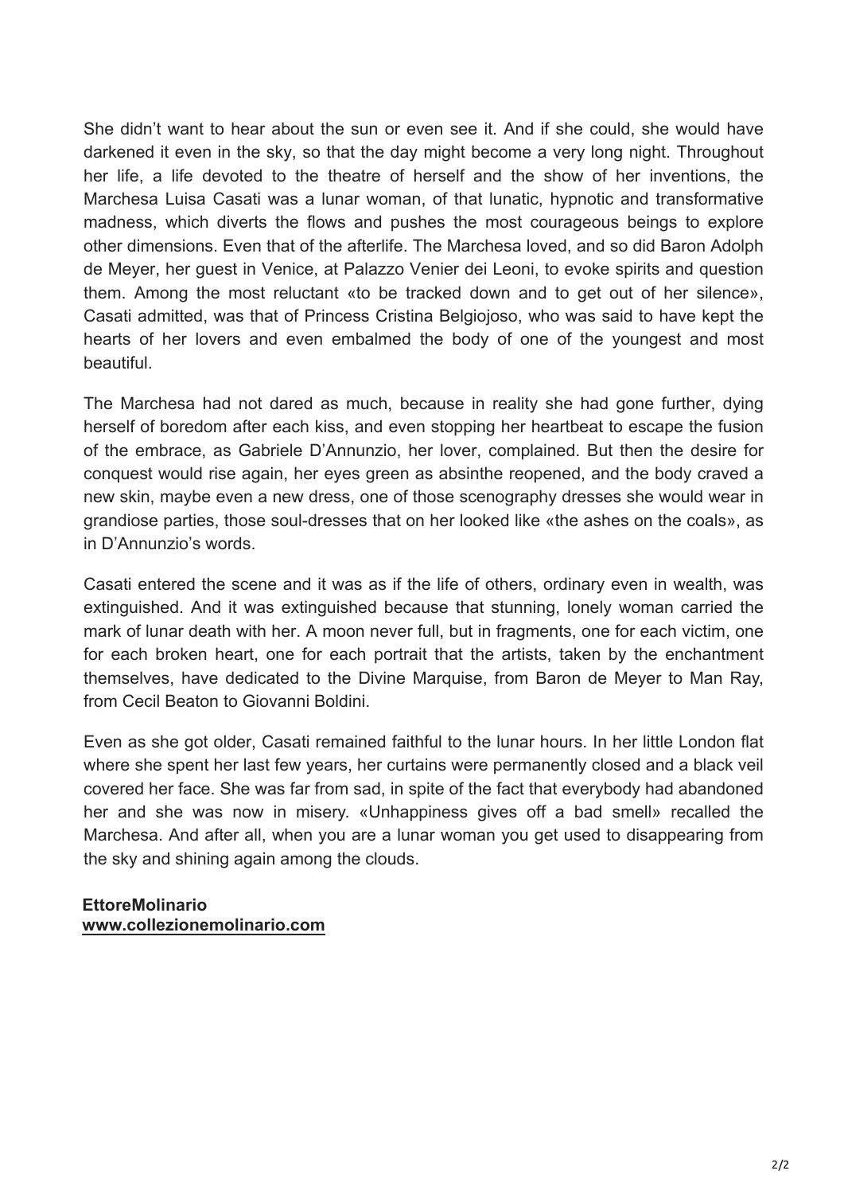She didn't want to hear about the sun or even see it. And if she could, she would have darkened it even in the sky, so that the day might become a very long night. Throughout her life, a life devoted to the theatre of herself and the show of her inventions, the Marchesa Luisa Casati was a lunar woman, of that lunatic, hypnotic and transformative madness, which diverts the flows and pushes the most courageous beings to explore other dimensions. Even that of the afterlife. The Marchesa loved, and so did Baron Adolph de Meyer, her guest in Venice, at Palazzo Venier dei Leoni, to evoke spirits and question them. Among the most reluctant «to be tracked down and to get out of her silence», Casati admitted, was that of Princess Cristina Belgiojoso, who was said to have kept the hearts of her lovers and even embalmed the body of one of the youngest and most beautiful.

The Marchesa had not dared as much, because in reality she had gone further, dying herself of boredom after each kiss, and even stopping her heartbeat to escape the fusion of the embrace, as Gabriele D'Annunzio, her lover, complained. But then the desire for conquest would rise again, her eyes green as absinthe reopened, and the body craved a new skin, maybe even a new dress, one of those scenography dresses she would wear in grandiose parties, those soul-dresses that on her looked like «the ashes on the coals», as in D'Annunzio's words.

Casati entered the scene and it was as if the life of others, ordinary even in wealth, was extinguished. And it was extinguished because that stunning, lonely woman carried the mark of lunar death with her. A moon never full, but in fragments, one for each victim, one for each broken heart, one for each portrait that the artists, taken by the enchantment themselves, have dedicated to the Divine Marquise, from Baron de Meyer to Man Ray, from Cecil Beaton to Giovanni Boldini.

Even as she got older, Casati remained faithful to the lunar hours. In her little London flat where she spent her last few years, her curtains were permanently closed and a black veil covered her face. She was far from sad, in spite of the fact that everybody had abandoned her and she was now in misery. «Unhappiness gives off a bad smell» recalled the Marchesa. And after all, when you are a lunar woman you get used to disappearing from the sky and shining again among the clouds.

**EttoreMolinario**
**www.collezionemolinario.com**